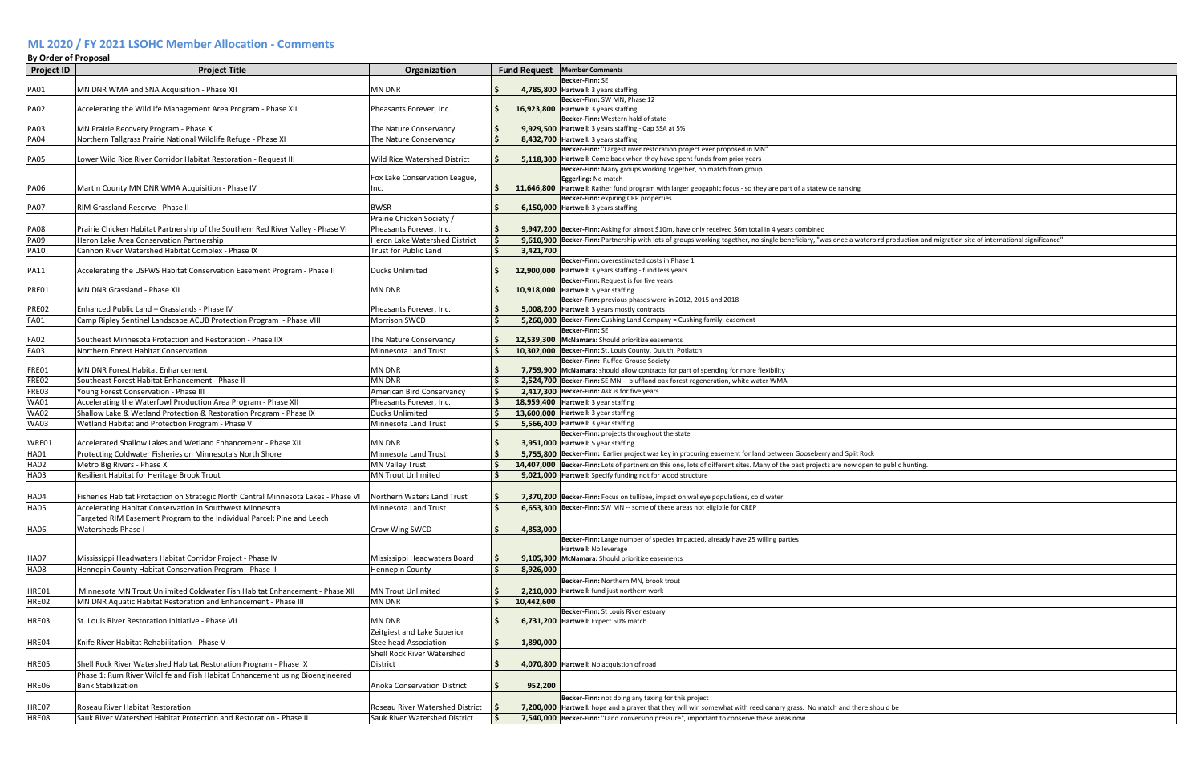# ML 2020 / FY 2021 LSOHC Member Allocation - Comments

**By Order of Proposal**

| Project ID | Project Title | Organization | Fund Request | Member Comments |
|---|---|---|---|---|
| PA01 | MN DNR WMA and SNA Acquisition - Phase XII | MN DNR | $ 4,785,800 | **Becker-Finn:** SE<br>**Hartwell:** 3 years staffing |
| PA02 | Accelerating the Wildlife Management Area Program - Phase XII | Pheasants Forever, Inc. | $ 16,923,800 | **Becker-Finn:** SW MN, Phase 12<br>**Hartwell:** 3 years staffing |
| PA03 | MN Prairie Recovery Program - Phase X | The Nature Conservancy | $ 9,929,500 | **Becker-Finn:** Western hald of state<br>**Hartwell:** 3 years staffing - Cap SSA at 5% |
| PA04 | Northern Tallgrass Prairie National Wildlife Refuge - Phase XI | The Nature Conservancy | $ 8,432,700 | **Hartwell:** 3 years staffing |
| PA05 | Lower Wild Rice River Corridor Habitat Restoration - Request III | Wild Rice Watershed District | $ 5,118,300 | **Becker-Finn:** "Largest river restoration project ever proposed in MN"<br>**Hartwell:** Come back when they have spent funds from prior years |
| PA06 | Martin County MN DNR WMA Acquisition - Phase IV | Fox Lake Conservation League, Inc. | $ 11,646,800 | **Becker-Finn:** Many groups working together, no match from group<br>**Eggerling:** No match<br>**Hartwell:** Rather fund program with larger geogaphic focus - so they are part of a statewide ranking |
| PA07 | RIM Grassland Reserve - Phase II | BWSR | $ 6,150,000 | **Becker-Finn:** expiring CRP properties<br>**Hartwell:** 3 years staffing |
| PA08 | Prairie Chicken Habitat Partnership of the Southern Red River Valley - Phase VI | Prairie Chicken Society / Pheasants Forever, Inc. | $ 9,947,200 | **Becker-Finn:** Asking for almost $10m, have only received $6m total in 4 years combined |
| PA09 | Heron Lake Area Conservation Partnership | Heron Lake Watershed District | $ 9,610,900 | **Becker-Finn:** Partnership with lots of groups working together, no single beneficiary, "was once a waterbird production and migration site of international significance" |
| PA10 | Cannon River Watershed Habitat Complex - Phase IX | Trust for Public Land | $ 3,421,700 | |
| PA11 | Accelerating the USFWS Habitat Conservation Easement Program - Phase II | Ducks Unlimited | $ 12,900,000 | **Becker-Finn:** overestimated costs in Phase 1<br>**Hartwell:** 3 years staffing - fund less years |
| PRE01 | MN DNR Grassland - Phase XII | MN DNR | $ 10,918,000 | **Becker-Finn:** Request is for five years<br>**Hartwell:** 5 year staffing |
| PRE02 | Enhanced Public Land – Grasslands - Phase IV | Pheasants Forever, Inc. | $ 5,008,200 | **Becker-Finn:** previous phases were in 2012, 2015 and 2018<br>**Hartwell:** 3 years mostly contracts |
| FA01 | Camp Ripley Sentinel Landscape ACUB Protection Program - Phase VIII | Morrison SWCD | $ 5,260,000 | **Becker-Finn:** Cushing Land Company = Cushing family, easement |
| FA02 | Southeast Minnesota Protection and Restoration - Phase IIX | The Nature Conservancy | $ 12,539,300 | **Becker-Finn:** SE<br>**McNamara:** Should prioritize easements |
| FA03 | Northern Forest Habitat Conservation | Minnesota Land Trust | $ 10,302,000 | **Becker-Finn:** St. Louis County, Duluth, Potlatch |
| FRE01 | MN DNR Forest Habitat Enhancement | MN DNR | $ 7,759,900 | **Becker-Finn:** Ruffed Grouse Society<br>**McNamara:** should allow contracts for part of spending for more flexibility |
| FRE02 | Southeast Forest Habitat Enhancement - Phase II | MN DNR | $ 2,524,700 | **Becker-Finn:** SE MN -- bluffland oak forest regeneration, white water WMA |
| FRE03 | Young Forest Conservation - Phase III | American Bird Conservancy | $ 2,417,300 | **Becker-Finn:** Ask is for five years |
| WA01 | Accelerating the Waterfowl Production Area Program - Phase XII | Pheasants Forever, Inc. | $ 18,959,400 | **Hartwell:** 3 year staffing |
| WA02 | Shallow Lake & Wetland Protection & Restoration Program - Phase IX | Ducks Unlimited | $ 13,600,000 | **Hartwell:** 3 year staffing |
| WA03 | Wetland Habitat and Protection Program - Phase V | Minnesota Land Trust | $ 5,566,400 | **Hartwell:** 3 year staffing |
| WRE01 | Accelerated Shallow Lakes and Wetland Enhancement - Phase XII | MN DNR | $ 3,951,000 | **Becker-Finn:** projects throughout the state<br>**Hartwell:** 5 year staffing |
| HA01 | Protecting Coldwater Fisheries on Minnesota's North Shore | Minnesota Land Trust | $ 5,755,800 | **Becker-Finn:** Earlier project was key in procuring easement for land between Gooseberry and Split Rock |
| HA02 | Metro Big Rivers - Phase X | MN Valley Trust | $ 14,407,000 | **Becker-Finn:** Lots of partners on this one, lots of different sites. Many of the past projects are now open to public hunting. |
| HA03 | Resilient Habitat for Heritage Brook Trout | MN Trout Unlimited | $ 9,021,000 | **Hartwell:** Specify funding not for wood structure |
| HA04 | Fisheries Habitat Protection on Strategic North Central Minnesota Lakes - Phase VI | Northern Waters Land Trust | $ 7,370,200 | **Becker-Finn:** Focus on tullibee, impact on walleye populations, cold water |
| HA05 | Accelerating Habitat Conservation in Southwest Minnesota | Minnesota Land Trust | $ 6,653,300 | **Becker-Finn:** SW MN -- some of these areas not eligibile for CREP |
| HA06 | Targeted RIM Easement Program to the Individual Parcel: Pine and Leech Watersheds Phase I | Crow Wing SWCD | $ 4,853,000 | |
| HA07 | Mississippi Headwaters Habitat Corridor Project - Phase IV | Mississippi Headwaters Board | $ 9,105,300 | **Becker-Finn:** Large number of species impacted, already have 25 willing parties<br>**Hartwell:** No leverage<br>**McNamara:** Should prioritize easements |
| HA08 | Hennepin County Habitat Conservation Program - Phase II | Hennepin County | $ 8,926,000 | |
| HRE01 | Minnesota MN Trout Unlimited Coldwater Fish Habitat Enhancement - Phase XII | MN Trout Unlimited | $ 2,210,000 | **Becker-Finn:** Northern MN, brook trout<br>**Hartwell:** fund just northern work |
| HRE02 | MN DNR Aquatic Habitat Restoration and Enhancement - Phase III | MN DNR | $ 10,442,600 | |
| HRE03 | St. Louis River Restoration Initiative - Phase VII | MN DNR | $ 6,731,200 | **Becker-Finn:** St Louis River estuary<br>**Hartwell:** Expect 50% match |
| HRE04 | Knife River Habitat Rehabilitation - Phase V | Zeitgiest and Lake Superior Steelhead Association | $ 1,890,000 | |
| HRE05 | Shell Rock River Watershed Habitat Restoration Program - Phase IX | Shell Rock River Watershed District | $ 4,070,800 | **Hartwell:** No acquistion of road |
| HRE06 | Phase 1: Rum River Wildlife and Fish Habitat Enhancement using Bioengineered Bank Stabilization | Anoka Conservation District | $ 952,200 | |
| HRE07 | Roseau River Habitat Restoration | Roseau River Watershed District | $ 7,200,000 | **Becker-Finn:** not doing any taxing for this project<br>**Hartwell:** hope and a prayer that they will win somewhat with reed canary grass. No match and there should be |
| HRE08 | Sauk River Watershed Habitat Protection and Restoration - Phase II | Sauk River Watershed District | $ 7,540,000 | **Becker-Finn:** "Land conversion pressure", important to conserve these areas now |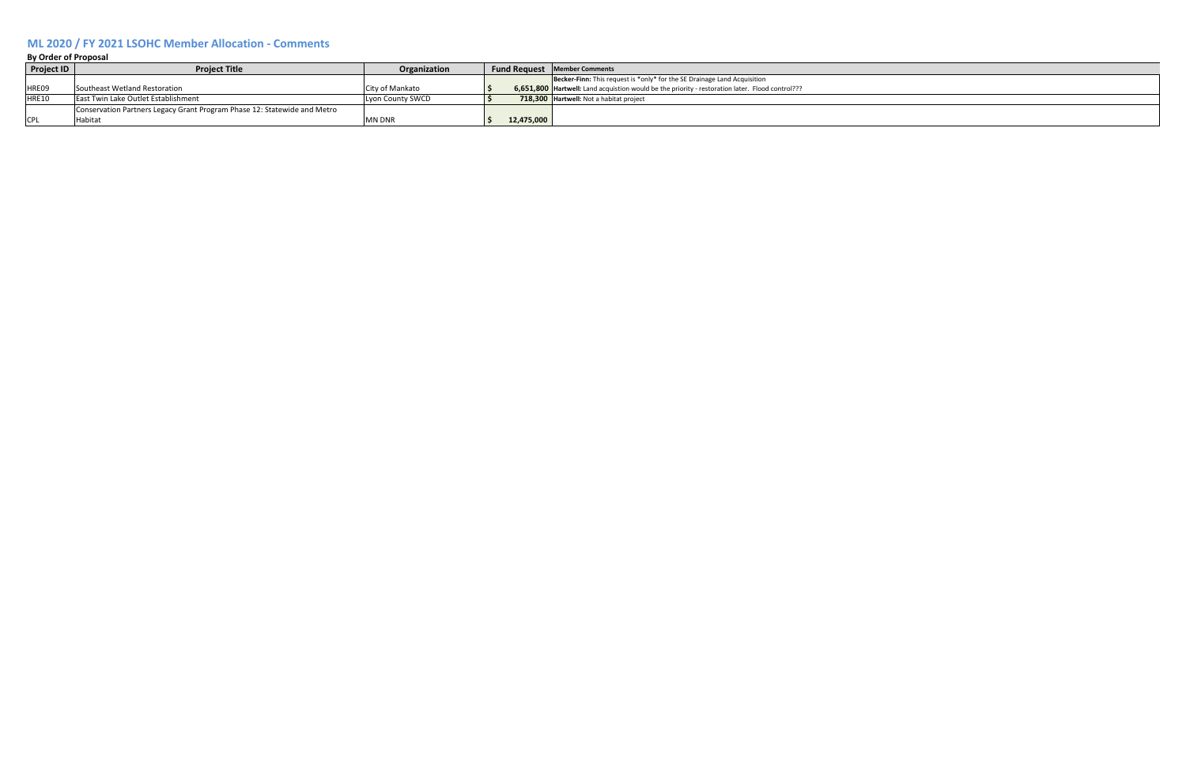## ML 2020 / FY 2021 LSOHC Member Allocation - Comments

**By Order of Proposal**

| Project ID | Project Title | Organization | Fund Request | Member Comments |
|---|---|---|---|---|
| HRE09 | Southeast Wetland Restoration | City of Mankato | $ 6,651,800 | **Becker-Finn:** This request is *only* for the SE Drainage Land Acquisition<br>**Hartwell:** Land acquistion would be the priority - restoration later. Flood control??? |
| HRE10 | East Twin Lake Outlet Establishment | Lyon County SWCD | $ 718,300 | **Hartwell:** Not a habitat project |
| CPL | Conservation Partners Legacy Grant Program Phase 12: Statewide and Metro Habitat | MN DNR | $ 12,475,000 | |